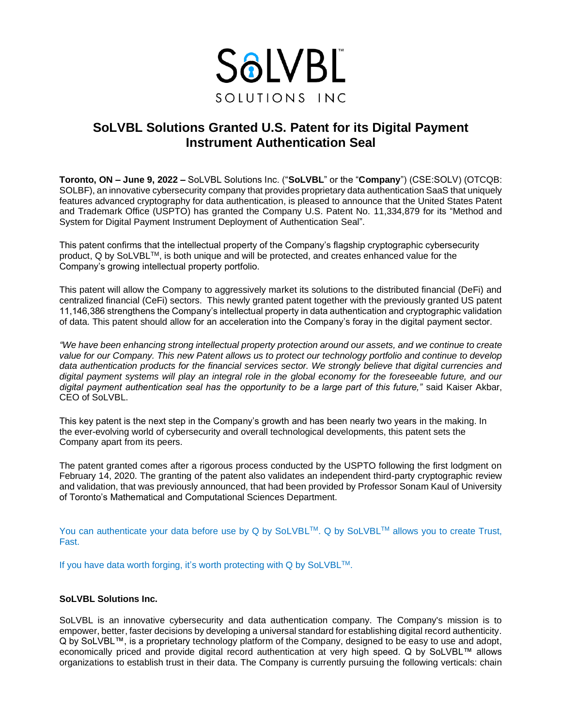SoLVBL™

SOLUTIONS INC

# SoLVBL Solutions Granted U.S. Patent for its Digital Payment Instrument Authentication Seal

**Toronto, ON – June 9, 2022 –** SoLVBL Solutions Inc. ("**SoLVBL**" or the "**Company**") (CSE:SOLV) (OTCQB: SOLBF), an innovative cybersecurity company that provides proprietary data authentication SaaS that uniquely features advanced cryptography for data authentication, is pleased to announce that the United States Patent and Trademark Office (USPTO) has granted the Company U.S. Patent No. 11,334,879 for its "Method and System for Digital Payment Instrument Deployment of Authentication Seal".

This patent confirms that the intellectual property of the Company's flagship cryptographic cybersecurity product, Q by SoLVBL™, is both unique and will be protected, and creates enhanced value for the Company's growing intellectual property portfolio.

This patent will allow the Company to aggressively market its solutions to the distributed financial (DeFi) and centralized financial (CeFi) sectors. This newly granted patent together with the previously granted US patent 11,146,386 strengthens the Company's intellectual property in data authentication and cryptographic validation of data. This patent should allow for an acceleration into the Company's foray in the digital payment sector.

*"We have been enhancing strong intellectual property protection around our assets, and we continue to create value for our Company. This new Patent allows us to protect our technology portfolio and continue to develop data authentication products for the financial services sector. We strongly believe that digital currencies and digital payment systems will play an integral role in the global economy for the foreseeable future, and our digital payment authentication seal has the opportunity to be a large part of this future,"* said Kaiser Akbar, CEO of SoLVBL.

This key patent is the next step in the Company's growth and has been nearly two years in the making. In the ever-evolving world of cybersecurity and overall technological developments, this patent sets the Company apart from its peers.

The patent granted comes after a rigorous process conducted by the USPTO following the first lodgment on February 14, 2020. The granting of the patent also validates an independent third-party cryptographic review and validation, that was previously announced, that had been provided by Professor Sonam Kaul of University of Toronto's Mathematical and Computational Sciences Department.

You can authenticate your data before use by Q by SoLVBL™. Q by SoLVBL™ allows you to create Trust, Fast.

If you have data worth forging, it's worth protecting with Q by SoLVBL™.

**SoLVBL Solutions Inc.**

SoLVBL is an innovative cybersecurity and data authentication company. The Company's mission is to empower, better, faster decisions by developing a universal standard for establishing digital record authenticity. Q by SoLVBL™, is a proprietary technology platform of the Company, designed to be easy to use and adopt, economically priced and provide digital record authentication at very high speed. Q by SoLVBL™ allows organizations to establish trust in their data. The Company is currently pursuing the following verticals: chain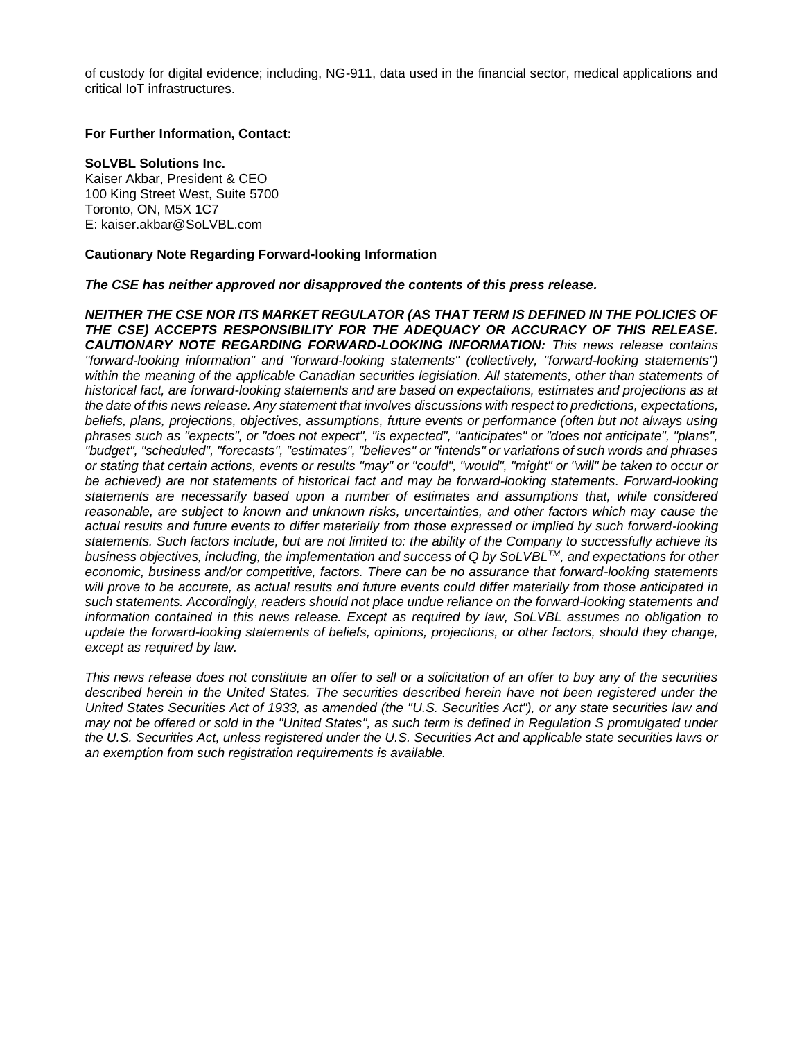of custody for digital evidence; including, NG-911, data used in the financial sector, medical applications and critical IoT infrastructures.

**For Further Information, Contact:**

**SoLVBL Solutions Inc.**
Kaiser Akbar, President & CEO
100 King Street West, Suite 5700
Toronto, ON, M5X 1C7
E: kaiser.akbar@SoLVBL.com

**Cautionary Note Regarding Forward-looking Information**

***The CSE has neither approved nor disapproved the contents of this press release.***

***NEITHER THE CSE NOR ITS MARKET REGULATOR (AS THAT TERM IS DEFINED IN THE POLICIES OF THE CSE) ACCEPTS RESPONSIBILITY FOR THE ADEQUACY OR ACCURACY OF THIS RELEASE. CAUTIONARY NOTE REGARDING FORWARD-LOOKING INFORMATION:*** *This news release contains "forward-looking information" and "forward-looking statements" (collectively, "forward-looking statements") within the meaning of the applicable Canadian securities legislation. All statements, other than statements of historical fact, are forward-looking statements and are based on expectations, estimates and projections as at the date of this news release. Any statement that involves discussions with respect to predictions, expectations, beliefs, plans, projections, objectives, assumptions, future events or performance (often but not always using phrases such as "expects", or "does not expect", "is expected", "anticipates" or "does not anticipate", "plans", "budget", "scheduled", "forecasts", "estimates", "believes" or "intends" or variations of such words and phrases or stating that certain actions, events or results "may" or "could", "would", "might" or "will" be taken to occur or be achieved) are not statements of historical fact and may be forward-looking statements. Forward-looking statements are necessarily based upon a number of estimates and assumptions that, while considered reasonable, are subject to known and unknown risks, uncertainties, and other factors which may cause the actual results and future events to differ materially from those expressed or implied by such forward-looking statements. Such factors include, but are not limited to: the ability of the Company to successfully achieve its business objectives, including, the implementation and success of Q by SoLVBL™, and expectations for other economic, business and/or competitive, factors. There can be no assurance that forward-looking statements will prove to be accurate, as actual results and future events could differ materially from those anticipated in such statements. Accordingly, readers should not place undue reliance on the forward-looking statements and information contained in this news release. Except as required by law, SoLVBL assumes no obligation to update the forward-looking statements of beliefs, opinions, projections, or other factors, should they change, except as required by law.*

*This news release does not constitute an offer to sell or a solicitation of an offer to buy any of the securities described herein in the United States. The securities described herein have not been registered under the United States Securities Act of 1933, as amended (the "U.S. Securities Act"), or any state securities law and may not be offered or sold in the "United States", as such term is defined in Regulation S promulgated under the U.S. Securities Act, unless registered under the U.S. Securities Act and applicable state securities laws or an exemption from such registration requirements is available.*